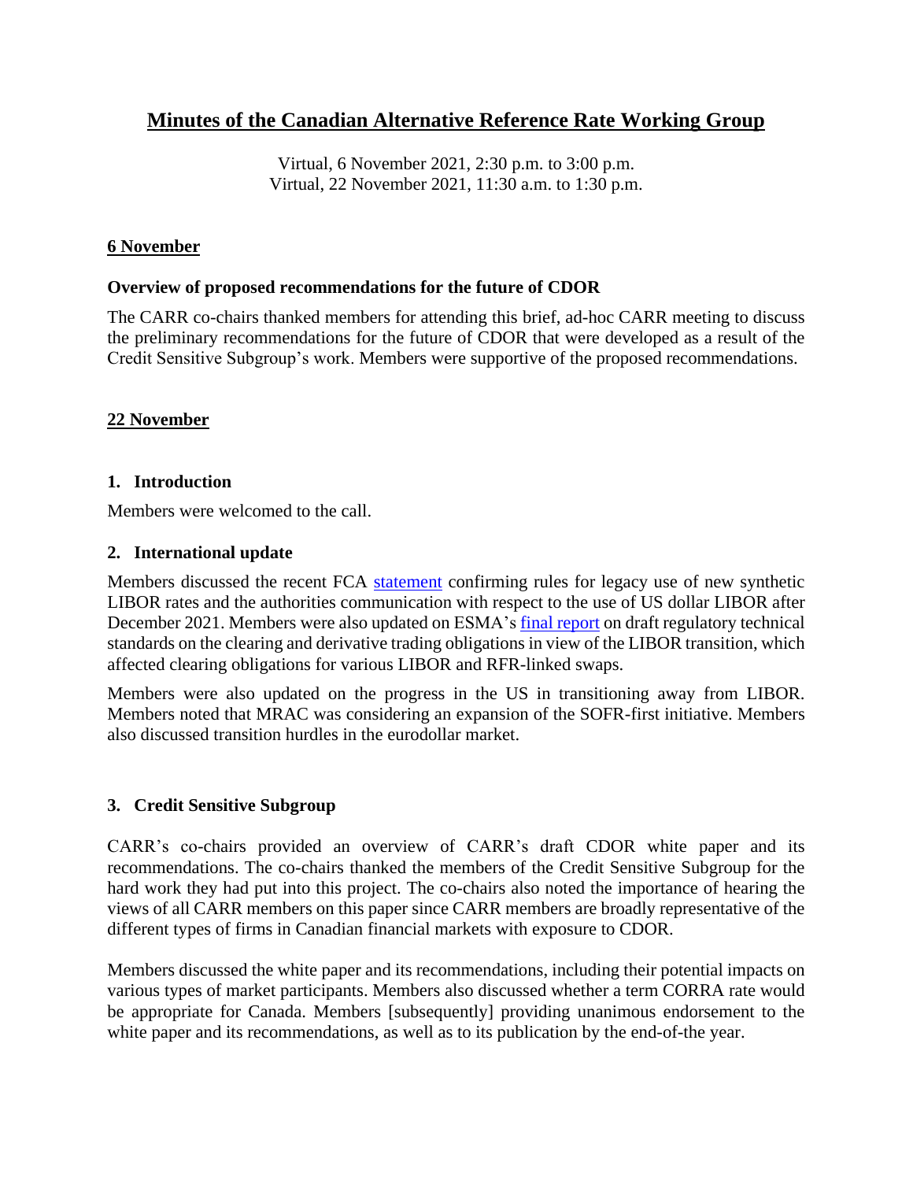# Minutes of the Canadian Alternative Reference Rate Working Group

Virtual, 6 November 2021, 2:30 p.m. to 3:00 p.m.
Virtual, 22 November 2021, 11:30 a.m. to 1:30 p.m.

## 6 November

### Overview of proposed recommendations for the future of CDOR

The CARR co-chairs thanked members for attending this brief, ad-hoc CARR meeting to discuss the preliminary recommendations for the future of CDOR that were developed as a result of the Credit Sensitive Subgroup's work. Members were supportive of the proposed recommendations.

## 22 November

### 1. Introduction

Members were welcomed to the call.

### 2. International update

Members discussed the recent FCA statement confirming rules for legacy use of new synthetic LIBOR rates and the authorities communication with respect to the use of US dollar LIBOR after December 2021. Members were also updated on ESMA's final report on draft regulatory technical standards on the clearing and derivative trading obligations in view of the LIBOR transition, which affected clearing obligations for various LIBOR and RFR-linked swaps.

Members were also updated on the progress in the US in transitioning away from LIBOR. Members noted that MRAC was considering an expansion of the SOFR-first initiative. Members also discussed transition hurdles in the eurodollar market.

### 3. Credit Sensitive Subgroup

CARR's co-chairs provided an overview of CARR's draft CDOR white paper and its recommendations. The co-chairs thanked the members of the Credit Sensitive Subgroup for the hard work they had put into this project. The co-chairs also noted the importance of hearing the views of all CARR members on this paper since CARR members are broadly representative of the different types of firms in Canadian financial markets with exposure to CDOR.

Members discussed the white paper and its recommendations, including their potential impacts on various types of market participants. Members also discussed whether a term CORRA rate would be appropriate for Canada. Members [subsequently] providing unanimous endorsement to the white paper and its recommendations, as well as to its publication by the end-of-the year.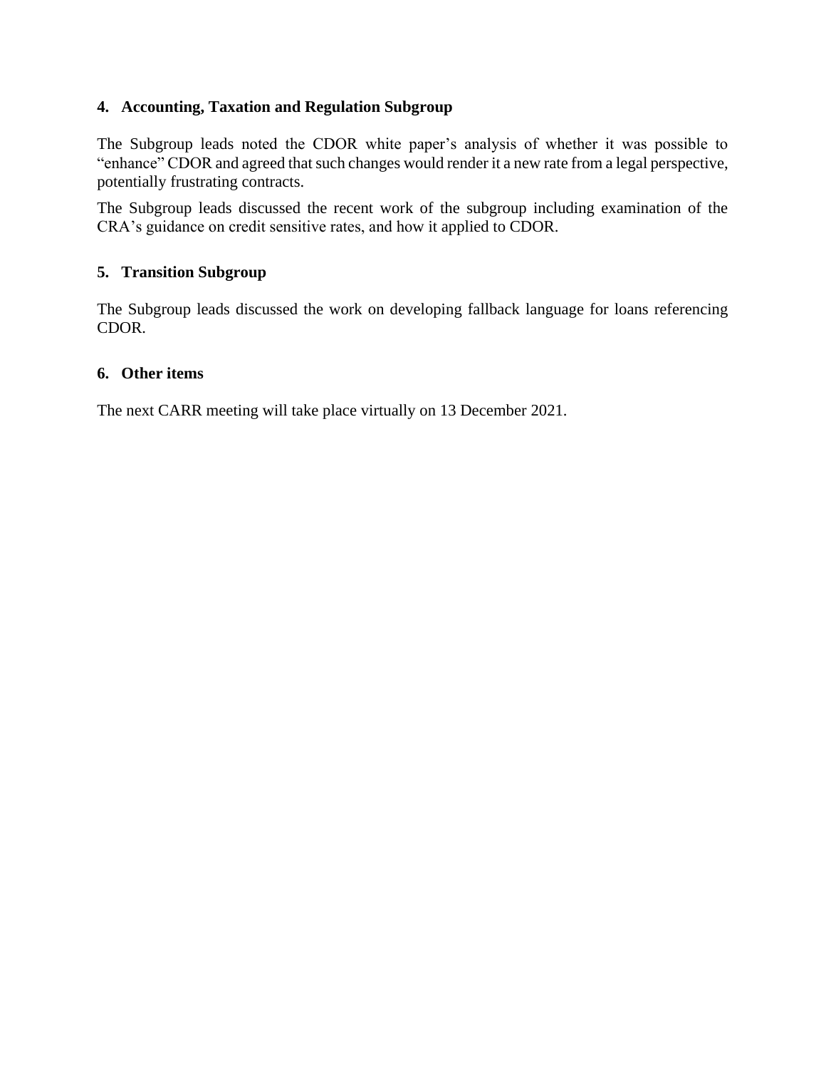## 4. Accounting, Taxation and Regulation Subgroup

The Subgroup leads noted the CDOR white paper's analysis of whether it was possible to "enhance" CDOR and agreed that such changes would render it a new rate from a legal perspective, potentially frustrating contracts.

The Subgroup leads discussed the recent work of the subgroup including examination of the CRA's guidance on credit sensitive rates, and how it applied to CDOR.

## 5. Transition Subgroup

The Subgroup leads discussed the work on developing fallback language for loans referencing CDOR.

## 6. Other items

The next CARR meeting will take place virtually on 13 December 2021.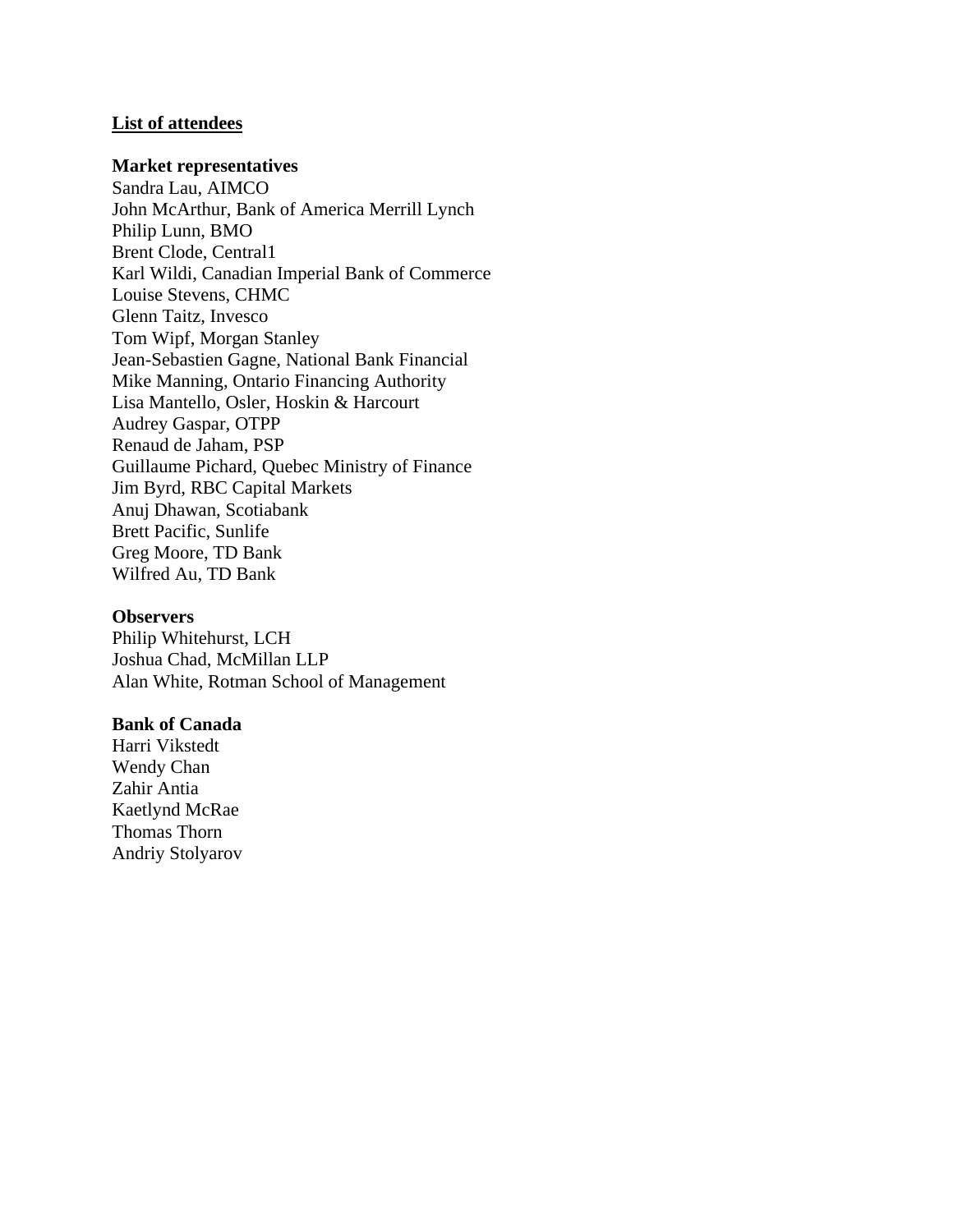**List of attendees**

**Market representatives**

Sandra Lau, AIMCO
John McArthur, Bank of America Merrill Lynch
Philip Lunn, BMO
Brent Clode, Central1
Karl Wildi, Canadian Imperial Bank of Commerce
Louise Stevens, CHMC
Glenn Taitz, Invesco
Tom Wipf, Morgan Stanley
Jean-Sebastien Gagne, National Bank Financial
Mike Manning, Ontario Financing Authority
Lisa Mantello, Osler, Hoskin & Harcourt
Audrey Gaspar, OTPP
Renaud de Jaham, PSP
Guillaume Pichard, Quebec Ministry of Finance
Jim Byrd, RBC Capital Markets
Anuj Dhawan, Scotiabank
Brett Pacific, Sunlife
Greg Moore, TD Bank
Wilfred Au, TD Bank

**Observers**

Philip Whitehurst, LCH
Joshua Chad, McMillan LLP
Alan White, Rotman School of Management

**Bank of Canada**

Harri Vikstedt
Wendy Chan
Zahir Antia
Kaetlynd McRae
Thomas Thorn
Andriy Stolyarov